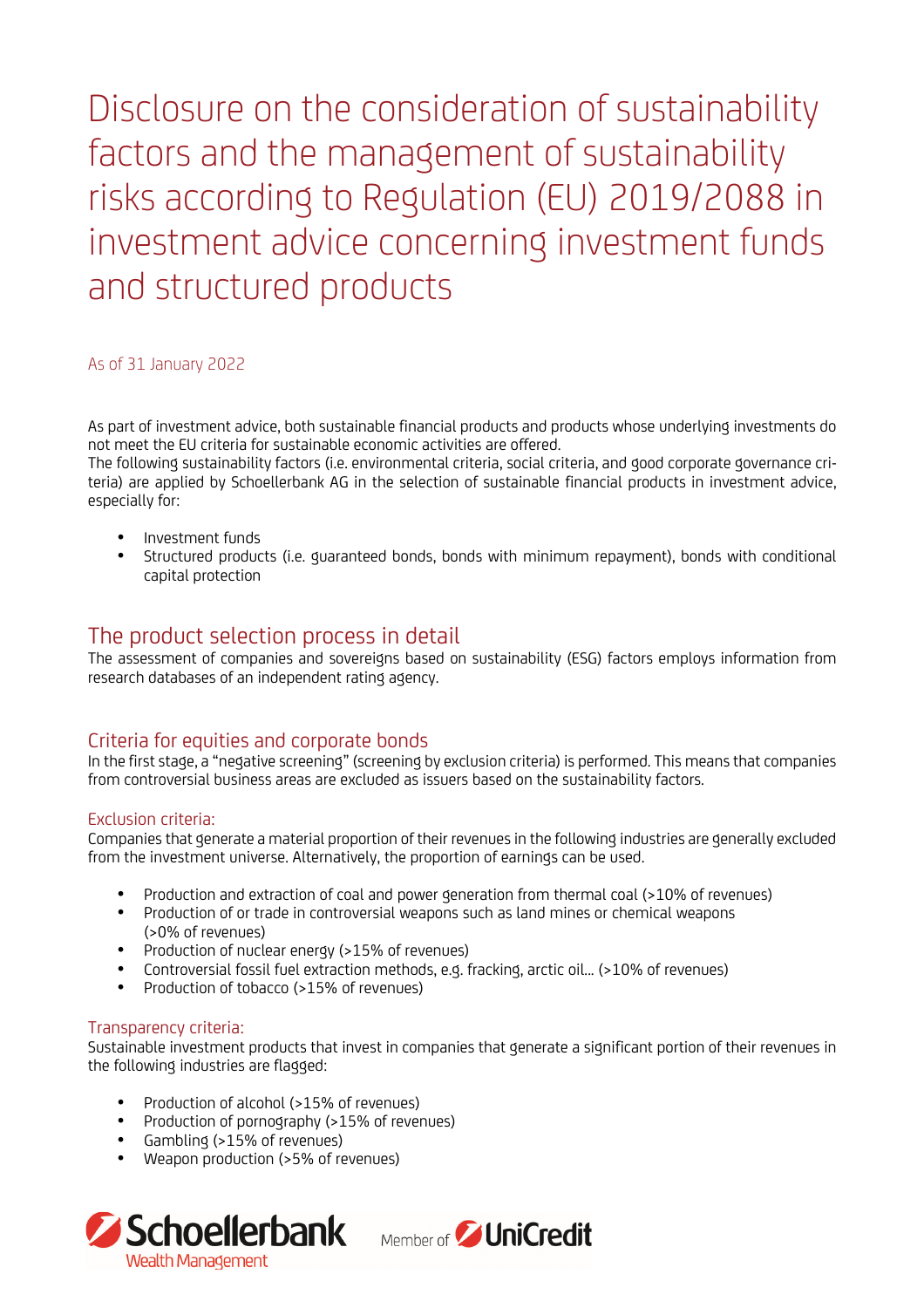# Disclosure on the consideration of sustainability factors and the management of sustainability risks according to Regulation (EU) 2019/2088 in investment advice concerning investment funds and structured products

As of 31 January 2022

As part of investment advice, both sustainable financial products and products whose underlying investments do not meet the EU criteria for sustainable economic activities are offered.
The following sustainability factors (i.e. environmental criteria, social criteria, and good corporate governance criteria) are applied by Schoellerbank AG in the selection of sustainable financial products in investment advice, especially for:

- Investment funds
- Structured products (i.e. guaranteed bonds, bonds with minimum repayment), bonds with conditional capital protection

## The product selection process in detail

The assessment of companies and sovereigns based on sustainability (ESG) factors employs information from research databases of an independent rating agency.

## Criteria for equities and corporate bonds

In the first stage, a "negative screening" (screening by exclusion criteria) is performed. This means that companies from controversial business areas are excluded as issuers based on the sustainability factors.

### Exclusion criteria:

Companies that generate a material proportion of their revenues in the following industries are generally excluded from the investment universe. Alternatively, the proportion of earnings can be used.

- Production and extraction of coal and power generation from thermal coal (>10% of revenues)
- Production of or trade in controversial weapons such as land mines or chemical weapons (>0% of revenues)
- Production of nuclear energy (>15% of revenues)
- Controversial fossil fuel extraction methods, e.g. fracking, arctic oil... (>10% of revenues)
- Production of tobacco (>15% of revenues)

### Transparency criteria:

Sustainable investment products that invest in companies that generate a significant portion of their revenues in the following industries are flagged:

- Production of alcohol (>15% of revenues)
- Production of pornography (>15% of revenues)
- Gambling (>15% of revenues)
- Weapon production (>5% of revenues)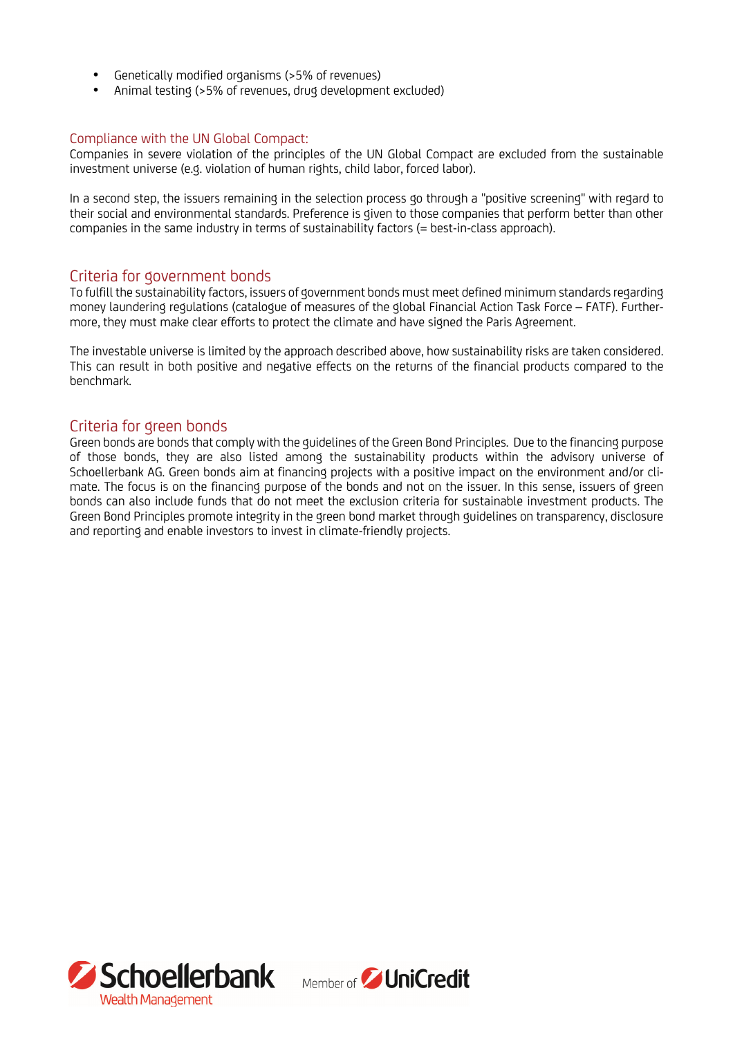- Genetically modified organisms (>5% of revenues)
- Animal testing (>5% of revenues, drug development excluded)

### Compliance with the UN Global Compact:

Companies in severe violation of the principles of the UN Global Compact are excluded from the sustainable investment universe (e.g. violation of human rights, child labor, forced labor).

In a second step, the issuers remaining in the selection process go through a "positive screening" with regard to their social and environmental standards. Preference is given to those companies that perform better than other companies in the same industry in terms of sustainability factors (= best-in-class approach).

## Criteria for government bonds

To fulfill the sustainability factors, issuers of government bonds must meet defined minimum standards regarding money laundering regulations (catalogue of measures of the global Financial Action Task Force – FATF). Furthermore, they must make clear efforts to protect the climate and have signed the Paris Agreement.

The investable universe is limited by the approach described above, how sustainability risks are taken considered. This can result in both positive and negative effects on the returns of the financial products compared to the benchmark.

## Criteria for green bonds

Green bonds are bonds that comply with the guidelines of the Green Bond Principles. Due to the financing purpose of those bonds, they are also listed among the sustainability products within the advisory universe of Schoellerbank AG. Green bonds aim at financing projects with a positive impact on the environment and/or climate. The focus is on the financing purpose of the bonds and not on the issuer. In this sense, issuers of green bonds can also include funds that do not meet the exclusion criteria for sustainable investment products. The Green Bond Principles promote integrity in the green bond market through guidelines on transparency, disclosure and reporting and enable investors to invest in climate-friendly projects.